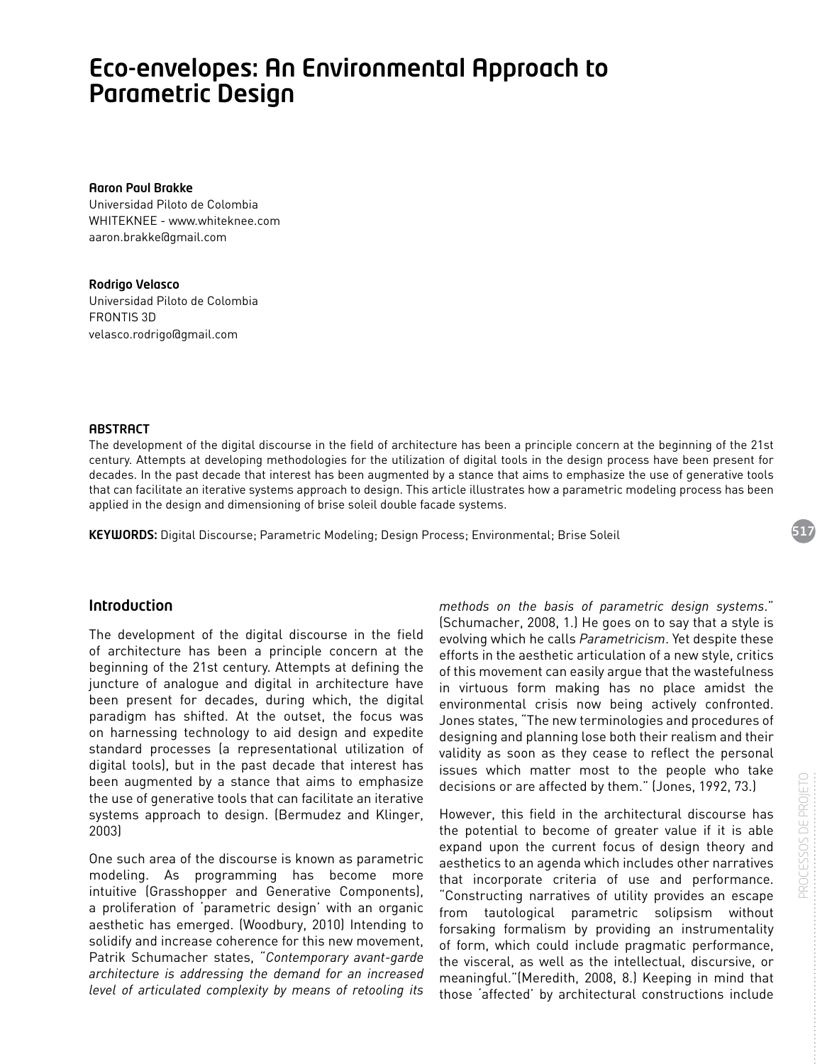# Eco-envelopes: An Environmental Approach to Parametric Design

**Aaron Paul Brakke**
Universidad Piloto de Colombia
WHITEKNEE - www.whiteknee.com
aaron.brakke@gmail.com

**Rodrigo Velasco**
Universidad Piloto de Colombia
FRONTIS 3D
velasco.rodrigo@gmail.com

**ABSTRACT**

The development of the digital discourse in the field of architecture has been a principle concern at the beginning of the 21st century. Attempts at developing methodologies for the utilization of digital tools in the design process have been present for decades. In the past decade that interest has been augmented by a stance that aims to emphasize the use of generative tools that can facilitate an iterative systems approach to design. This article illustrates how a parametric modeling process has been applied in the design and dimensioning of brise soleil double facade systems.

**KEYWORDS:** Digital Discourse; Parametric Modeling; Design Process; Environmental; Brise Soleil

## Introduction

The development of the digital discourse in the field of architecture has been a principle concern at the beginning of the 21st century. Attempts at defining the juncture of analogue and digital in architecture have been present for decades, during which, the digital paradigm has shifted. At the outset, the focus was on harnessing technology to aid design and expedite standard processes (a representational utilization of digital tools), but in the past decade that interest has been augmented by a stance that aims to emphasize the use of generative tools that can facilitate an iterative systems approach to design. (Bermudez and Klinger, 2003)

One such area of the discourse is known as parametric modeling. As programming has become more intuitive (Grasshopper and Generative Components), a proliferation of 'parametric design' with an organic aesthetic has emerged. (Woodbury, 2010) Intending to solidify and increase coherence for this new movement, Patrik Schumacher states, "*Contemporary avant-garde architecture is addressing the demand for an increased level of articulated complexity by means of retooling its methods on the basis of parametric design systems*." (Schumacher, 2008, 1.) He goes on to say that a style is evolving which he calls *Parametricism*. Yet despite these efforts in the aesthetic articulation of a new style, critics of this movement can easily argue that the wastefulness in virtuous form making has no place amidst the environmental crisis now being actively confronted. Jones states, "The new terminologies and procedures of designing and planning lose both their realism and their validity as soon as they cease to reflect the personal issues which matter most to the people who take decisions or are affected by them." (Jones, 1992, 73.)

However, this field in the architectural discourse has the potential to become of greater value if it is able expand upon the current focus of design theory and aesthetics to an agenda which includes other narratives that incorporate criteria of use and performance. "Constructing narratives of utility provides an escape from tautological parametric solipsism without forsaking formalism by providing an instrumentality of form, which could include pragmatic performance, the visceral, as well as the intellectual, discursive, or meaningful."(Meredith, 2008, 8.) Keeping in mind that those 'affected' by architectural constructions include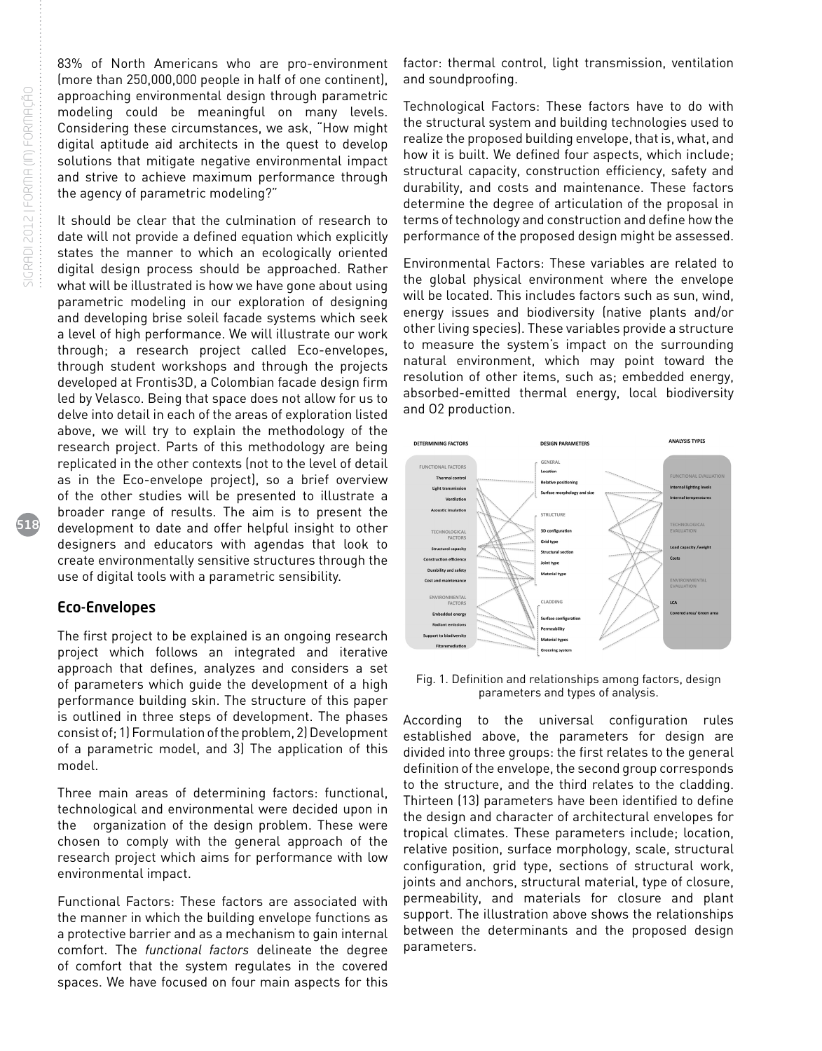83% of North Americans who are pro-environment (more than 250,000,000 people in half of one continent), approaching environmental design through parametric modeling could be meaningful on many levels. Considering these circumstances, we ask, "How might digital aptitude aid architects in the quest to develop solutions that mitigate negative environmental impact and strive to achieve maximum performance through the agency of parametric modeling?"

It should be clear that the culmination of research to date will not provide a defined equation which explicitly states the manner to which an ecologically oriented digital design process should be approached. Rather what will be illustrated is how we have gone about using parametric modeling in our exploration of designing and developing brise soleil facade systems which seek a level of high performance. We will illustrate our work through; a research project called Eco-envelopes, through student workshops and through the projects developed at Frontis3D, a Colombian facade design firm led by Velasco. Being that space does not allow for us to delve into detail in each of the areas of exploration listed above, we will try to explain the methodology of the research project. Parts of this methodology are being replicated in the other contexts (not to the level of detail as in the Eco-envelope project), so a brief overview of the other studies will be presented to illustrate a broader range of results. The aim is to present the development to date and offer helpful insight to other designers and educators with agendas that look to create environmentally sensitive structures through the use of digital tools with a parametric sensibility.

## Eco-Envelopes

The first project to be explained is an ongoing research project which follows an integrated and iterative approach that defines, analyzes and considers a set of parameters which guide the development of a high performance building skin. The structure of this paper is outlined in three steps of development. The phases consist of; 1) Formulation of the problem, 2) Development of a parametric model, and 3) The application of this model.

Three main areas of determining factors: functional, technological and environmental were decided upon in the organization of the design problem. These were chosen to comply with the general approach of the research project which aims for performance with low environmental impact.

Functional Factors: These factors are associated with the manner in which the building envelope functions as a protective barrier and as a mechanism to gain internal comfort. The *functional factors* delineate the degree of comfort that the system regulates in the covered spaces. We have focused on four main aspects for this factor: thermal control, light transmission, ventilation and soundproofing.

Technological Factors: These factors have to do with the structural system and building technologies used to realize the proposed building envelope, that is, what, and how it is built. We defined four aspects, which include; structural capacity, construction efficiency, safety and durability, and costs and maintenance. These factors determine the degree of articulation of the proposal in terms of technology and construction and define how the performance of the proposed design might be assessed.

Environmental Factors: These variables are related to the global physical environment where the envelope will be located. This includes factors such as sun, wind, energy issues and biodiversity (native plants and/or other living species). These variables provide a structure to measure the system's impact on the surrounding natural environment, which may point toward the resolution of other items, such as; embedded energy, absorbed-emitted thermal energy, local biodiversity and O2 production.

Fig. 1. Definition and relationships among factors, design parameters and types of analysis.

According to the universal configuration rules established above, the parameters for design are divided into three groups: the first relates to the general definition of the envelope, the second group corresponds to the structure, and the third relates to the cladding. Thirteen (13) parameters have been identified to define the design and character of architectural envelopes for tropical climates. These parameters include; location, relative position, surface morphology, scale, structural configuration, grid type, sections of structural work, joints and anchors, structural material, type of closure, permeability, and materials for closure and plant support. The illustration above shows the relationships between the determinants and the proposed design parameters.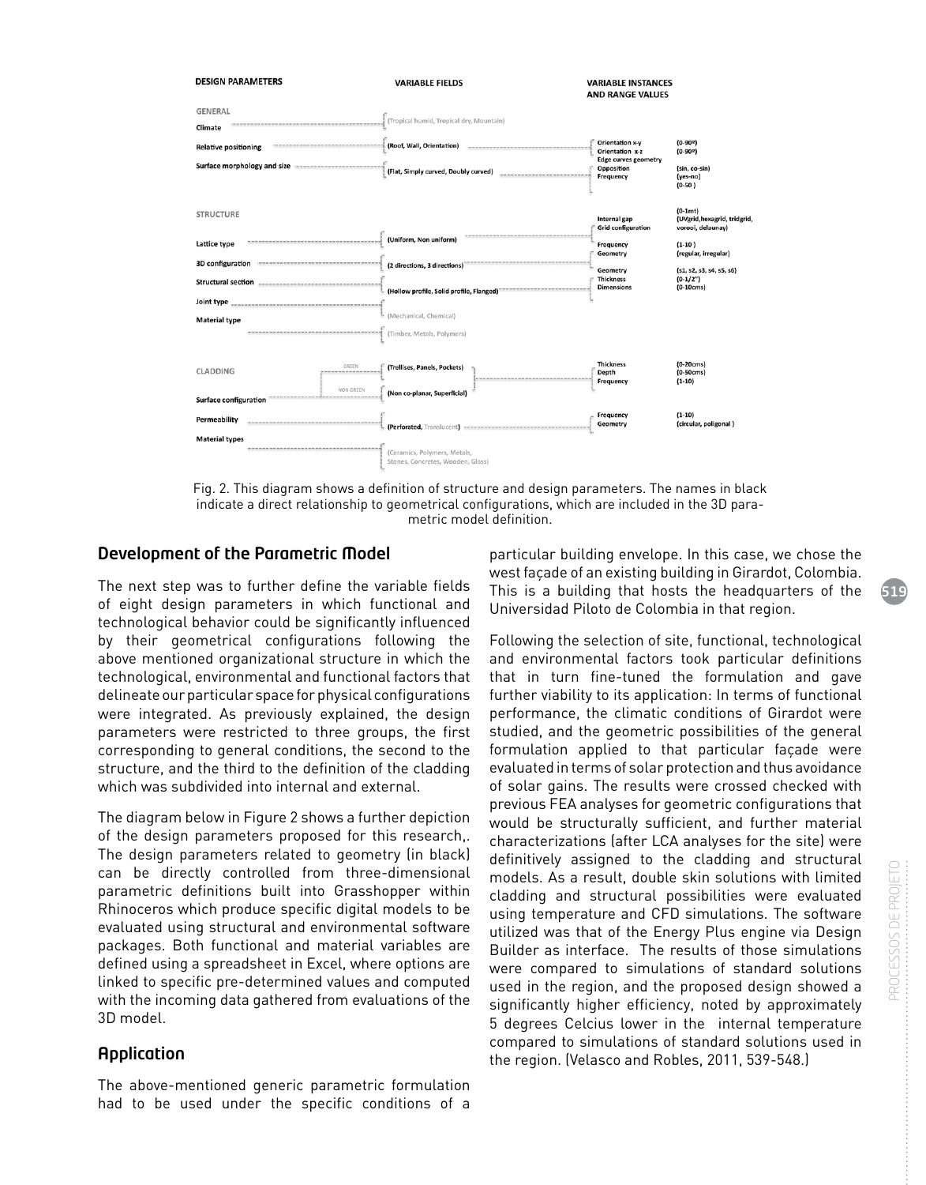| DESIGN PARAMETERS | VARIABLE FIELDS | VARIABLE INSTANCES AND RANGE VALUES | |
|---|---|---|---|
| **GENERAL** | | | |
| Climate | (Tropical humid, Tropical dry, Mountain) | | |
| Relative positioning | (Roof, Wall, Orientation) | Orientation x-y | (0-90º) |
| | | Orientation x-z | (0-90º) |
| Surface morphology and size | (Flat, Simply curved, Doubly curved) | Edge curves geometry | |
| | | Opposition | (sin, co-sin) |
| | | Frequency | (yes-no) |
| | | | (0-50) |
| **STRUCTURE** | | | |
| | | Internal gap | (0-1mt) |
| | | Grid configuration | (UVgrid,hexagrid, tridgrid, vorooi, delaunay) |
| Lattice type | (Uniform, Non uniform) | Frequency | (1-10) |
| | | Geometry | (regular, irregular) |
| 3D configuration | (2 directions, 3 directions) | Geometry | (s1, s2, s3, s4, s5, s6) |
| Structural section | (Hollow profile, Solid profile, Flanged) | Thickness | (0-1/2") |
| | | Dimensions | (0-10cms) |
| Joint type | (Mechanical, Chemical) | | |
| Material type | (Timber, Metals, Polymers) | | |
| **CLADDING** | | | |
| Surface configuration — GREEN | (Trellises, Panels, Pockets) | Thickness | (0-20cms) |
| | | Depth | (0-50cms) |
| Surface configuration — NON GREEN | (Non co-planar, Superficial) | Frequency | (1-10) |
| Permeability | (Perforated, Translucent) | Frequency | (1-10) |
| | | Geometry | (circular, poligonal) |
| Material types | (Ceramics, Polymers, Metals, Stones, Concretes, Wooden, Glass) | | |

Fig. 2. This diagram shows a definition of structure and design parameters. The names in black indicate a direct relationship to geometrical configurations, which are included in the 3D parametric model definition.

## Development of the Parametric Model

The next step was to further define the variable fields of eight design parameters in which functional and technological behavior could be significantly influenced by their geometrical configurations following the above mentioned organizational structure in which the technological, environmental and functional factors that delineate our particular space for physical configurations were integrated. As previously explained, the design parameters were restricted to three groups, the first corresponding to general conditions, the second to the structure, and the third to the definition of the cladding which was subdivided into internal and external.

The diagram below in Figure 2 shows a further depiction of the design parameters proposed for this research,. The design parameters related to geometry (in black) can be directly controlled from three-dimensional parametric definitions built into Grasshopper within Rhinoceros which produce specific digital models to be evaluated using structural and environmental software packages. Both functional and material variables are defined using a spreadsheet in Excel, where options are linked to specific pre-determined values and computed with the incoming data gathered from evaluations of the 3D model.

## Application

The above-mentioned generic parametric formulation had to be used under the specific conditions of a particular building envelope. In this case, we chose the west façade of an existing building in Girardot, Colombia. This is a building that hosts the headquarters of the Universidad Piloto de Colombia in that region.

Following the selection of site, functional, technological and environmental factors took particular definitions that in turn fine-tuned the formulation and gave further viability to its application: In terms of functional performance, the climatic conditions of Girardot were studied, and the geometric possibilities of the general formulation applied to that particular façade were evaluated in terms of solar protection and thus avoidance of solar gains. The results were crossed checked with previous FEA analyses for geometric configurations that would be structurally sufficient, and further material characterizations (after LCA analyses for the site) were definitively assigned to the cladding and structural models. As a result, double skin solutions with limited cladding and structural possibilities were evaluated using temperature and CFD simulations. The software utilized was that of the Energy Plus engine via Design Builder as interface. The results of those simulations were compared to simulations of standard solutions used in the region, and the proposed design showed a significantly higher efficiency, noted by approximately 5 degrees Celcius lower in the internal temperature compared to simulations of standard solutions used in the region. (Velasco and Robles, 2011, 539-548.)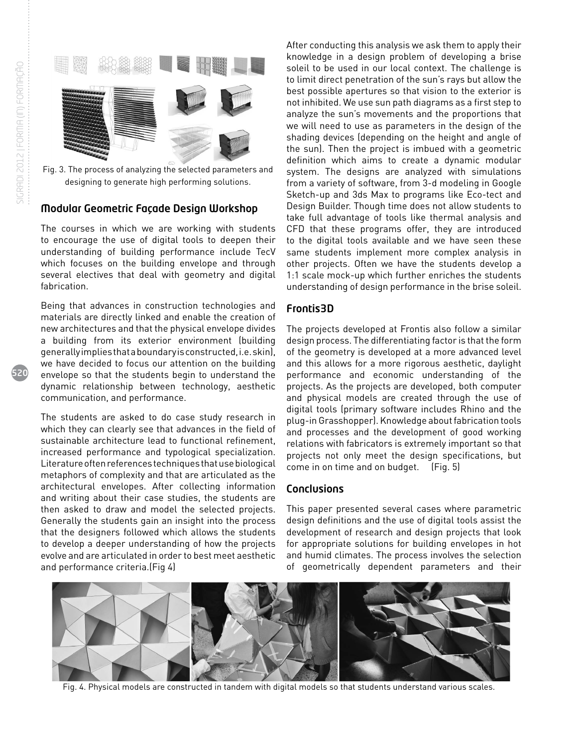Fig. 3. The process of analyzing the selected parameters and designing to generate high performing solutions.

## Modular Geometric Façade Design Workshop

The courses in which we are working with students to encourage the use of digital tools to deepen their understanding of building performance include TecV which focuses on the building envelope and through several electives that deal with geometry and digital fabrication.

Being that advances in construction technologies and materials are directly linked and enable the creation of new architectures and that the physical envelope divides a building from its exterior environment (building generally implies that a boundary is constructed, i.e. skin), we have decided to focus our attention on the building envelope so that the students begin to understand the dynamic relationship between technology, aesthetic communication, and performance.

The students are asked to do case study research in which they can clearly see that advances in the field of sustainable architecture lead to functional refinement, increased performance and typological specialization. Literature often references techniques that use biological metaphors of complexity and that are articulated as the architectural envelopes. After collecting information and writing about their case studies, the students are then asked to draw and model the selected projects. Generally the students gain an insight into the process that the designers followed which allows the students to develop a deeper understanding of how the projects evolve and are articulated in order to best meet aesthetic and performance criteria.(Fig 4)

After conducting this analysis we ask them to apply their knowledge in a design problem of developing a brise soleil to be used in our local context. The challenge is to limit direct penetration of the sun's rays but allow the best possible apertures so that vision to the exterior is not inhibited. We use sun path diagrams as a first step to analyze the sun's movements and the proportions that we will need to use as parameters in the design of the shading devices (depending on the height and angle of the sun). Then the project is imbued with a geometric definition which aims to create a dynamic modular system. The designs are analyzed with simulations from a variety of software, from 3-d modeling in Google Sketch-up and 3ds Max to programs like Eco-tect and Design Builder. Though time does not allow students to take full advantage of tools like thermal analysis and CFD that these programs offer, they are introduced to the digital tools available and we have seen these same students implement more complex analysis in other projects. Often we have the students develop a 1:1 scale mock-up which further enriches the students understanding of design performance in the brise soleil.

## Frontis3D

The projects developed at Frontis also follow a similar design process. The differentiating factor is that the form of the geometry is developed at a more advanced level and this allows for a more rigorous aesthetic, daylight performance and economic understanding of the projects. As the projects are developed, both computer and physical models are created through the use of digital tools (primary software includes Rhino and the plug-in Grasshopper). Knowledge about fabrication tools and processes and the development of good working relations with fabricators is extremely important so that projects not only meet the design specifications, but come in on time and on budget. (Fig. 5)

## Conclusions

This paper presented several cases where parametric design definitions and the use of digital tools assist the development of research and design projects that look for appropriate solutions for building envelopes in hot and humid climates. The process involves the selection of geometrically dependent parameters and their

Fig. 4. Physical models are constructed in tandem with digital models so that students understand various scales.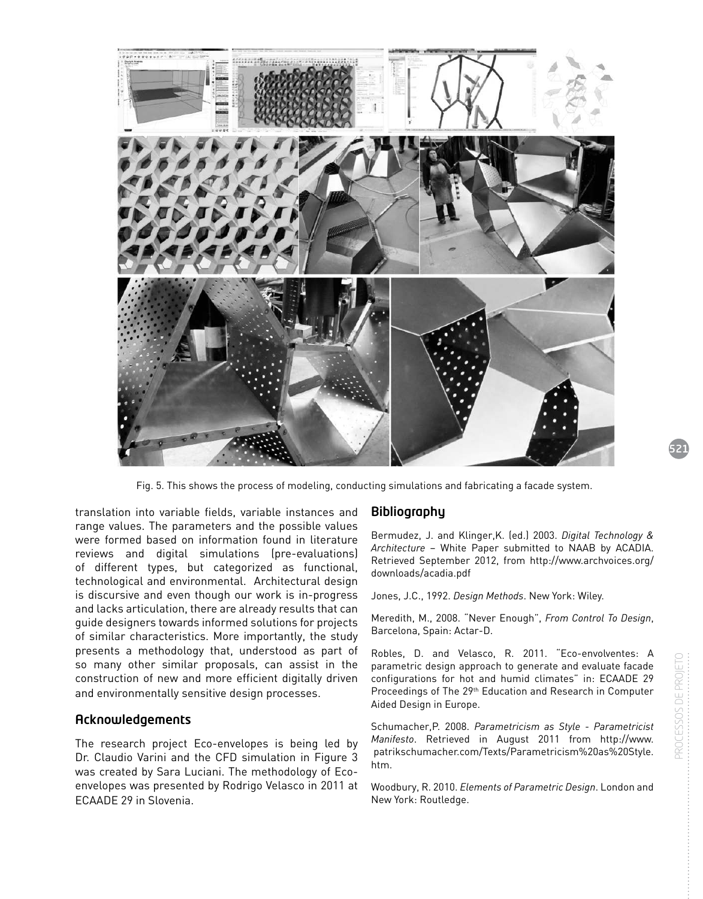Fig. 5. This shows the process of modeling, conducting simulations and fabricating a facade system.

translation into variable fields, variable instances and range values. The parameters and the possible values were formed based on information found in literature reviews and digital simulations (pre-evaluations) of different types, but categorized as functional, technological and environmental. Architectural design is discursive and even though our work is in-progress and lacks articulation, there are already results that can guide designers towards informed solutions for projects of similar characteristics. More importantly, the study presents a methodology that, understood as part of so many other similar proposals, can assist in the construction of new and more efficient digitally driven and environmentally sensitive design processes.

## Acknowledgements

The research project Eco-envelopes is being led by Dr. Claudio Varini and the CFD simulation in Figure 3 was created by Sara Luciani. The methodology of Eco-envelopes was presented by Rodrigo Velasco in 2011 at ECAADE 29 in Slovenia.

## Bibliography

Bermudez, J. and Klinger,K. (ed.) 2003. *Digital Technology & Architecture* – White Paper submitted to NAAB by ACADIA. Retrieved September 2012, from http://www.archvoices.org/downloads/acadia.pdf

Jones, J.C., 1992. *Design Methods*. New York: Wiley.

Meredith, M., 2008. "Never Enough", *From Control To Design*, Barcelona, Spain: Actar-D.

Robles, D. and Velasco, R. 2011. "Eco-envolventes: A parametric design approach to generate and evaluate facade configurations for hot and humid climates" in: ECAADE 29 Proceedings of The 29th Education and Research in Computer Aided Design in Europe.

Schumacher,P. 2008. *Parametricism as Style - Parametricist Manifesto*. Retrieved in August 2011 from http://www.patrikschumacher.com/Texts/Parametricism%20as%20Style.htm.

Woodbury, R. 2010. *Elements of Parametric Design*. London and New York: Routledge.